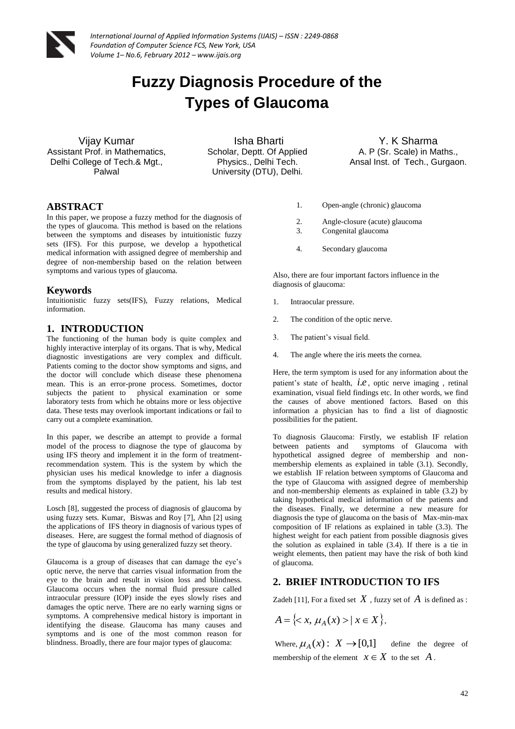# Fuzzy Diagnosis Procedure of the Types of Glaucoma

Vijay Kumar
Assistant Prof. in Mathematics,
Delhi College of Tech.& Mgt.,
Palwal

Isha Bharti
Scholar, Deptt. Of Applied
Physics., Delhi Tech.
University (DTU), Delhi.

Y. K Sharma
A. P (Sr. Scale) in Maths.,
Ansal Inst. of Tech., Gurgaon.

## ABSTRACT

In this paper, we propose a fuzzy method for the diagnosis of the types of glaucoma. This method is based on the relations between the symptoms and diseases by intuitionistic fuzzy sets (IFS). For this purpose, we develop a hypothetical medical information with assigned degree of membership and degree of non-membership based on the relation between symptoms and various types of glaucoma.

### Keywords

Intuitionistic fuzzy sets(IFS), Fuzzy relations, Medical information.

## 1. INTRODUCTION

The functioning of the human body is quite complex and highly interactive interplay of its organs. That is why, Medical diagnostic investigations are very complex and difficult. Patients coming to the doctor show symptoms and signs, and the doctor will conclude which disease these phenomena mean. This is an error-prone process. Sometimes, doctor subjects the patient to physical examination or some laboratory tests from which he obtains more or less objective data. These tests may overlook important indications or fail to carry out a complete examination.

In this paper, we describe an attempt to provide a formal model of the process to diagnose the type of glaucoma by using IFS theory and implement it in the form of treatment-recommendation system. This is the system by which the physician uses his medical knowledge to infer a diagnosis from the symptoms displayed by the patient, his lab test results and medical history.

Losch [8], suggested the process of diagnosis of glaucoma by using fuzzy sets. Kumar, Biswas and Roy [7], Ahn [2] using the applications of IFS theory in diagnosis of various types of diseases. Here, are suggest the formal method of diagnosis of the type of glaucoma by using generalized fuzzy set theory.

Glaucoma is a group of diseases that can damage the eye's optic nerve, the nerve that carries visual information from the eye to the brain and result in vision loss and blindness. Glaucoma occurs when the normal fluid pressure called intraocular pressure (IOP) inside the eyes slowly rises and damages the optic nerve. There are no early warning signs or symptoms. A comprehensive medical history is important in identifying the disease. Glaucoma has many causes and symptoms and is one of the most common reason for blindness. Broadly, there are four major types of glaucoma:

1. Open-angle (chronic) glaucoma
2. Angle-closure (acute) glaucoma
3. Congenital glaucoma
4. Secondary glaucoma

Also, there are four important factors influence in the diagnosis of glaucoma:

1. Intraocular pressure.
2. The condition of the optic nerve.
3. The patient's visual field.
4. The angle where the iris meets the cornea.

Here, the term symptom is used for any information about the patient's state of health, *i.e*, optic nerve imaging , retinal examination, visual field findings etc. In other words, we find the causes of above mentioned factors. Based on this information a physician has to find a list of diagnostic possibilities for the patient.

To diagnosis Glaucoma: Firstly, we establish IF relation between patients and symptoms of Glaucoma with hypothetical assigned degree of membership and non-membership elements as explained in table (3.1). Secondly, we establish IF relation between symptoms of Glaucoma and the type of Glaucoma with assigned degree of membership and non-membership elements as explained in table (3.2) by taking hypothetical medical information of the patients and the diseases. Finally, we determine a new measure for diagnosis the type of glaucoma on the basis of Max-min-max composition of IF relations as explained in table (3.3). The highest weight for each patient from possible diagnosis gives the solution as explained in table (3.4). If there is a tie in weight elements, then patient may have the risk of both kind of glaucoma.

## 2. BRIEF INTRODUCTION TO IFS

Zadeh [11], For a fixed set $X$ , fuzzy set of $A$ is defined as :

$$A = \{< x, \mu_A(x) > | \, x \in X\},$$

Where, $\mu_A(x) : X \rightarrow [0,1]$ define the degree of membership of the element $x \in X$ to the set $A$.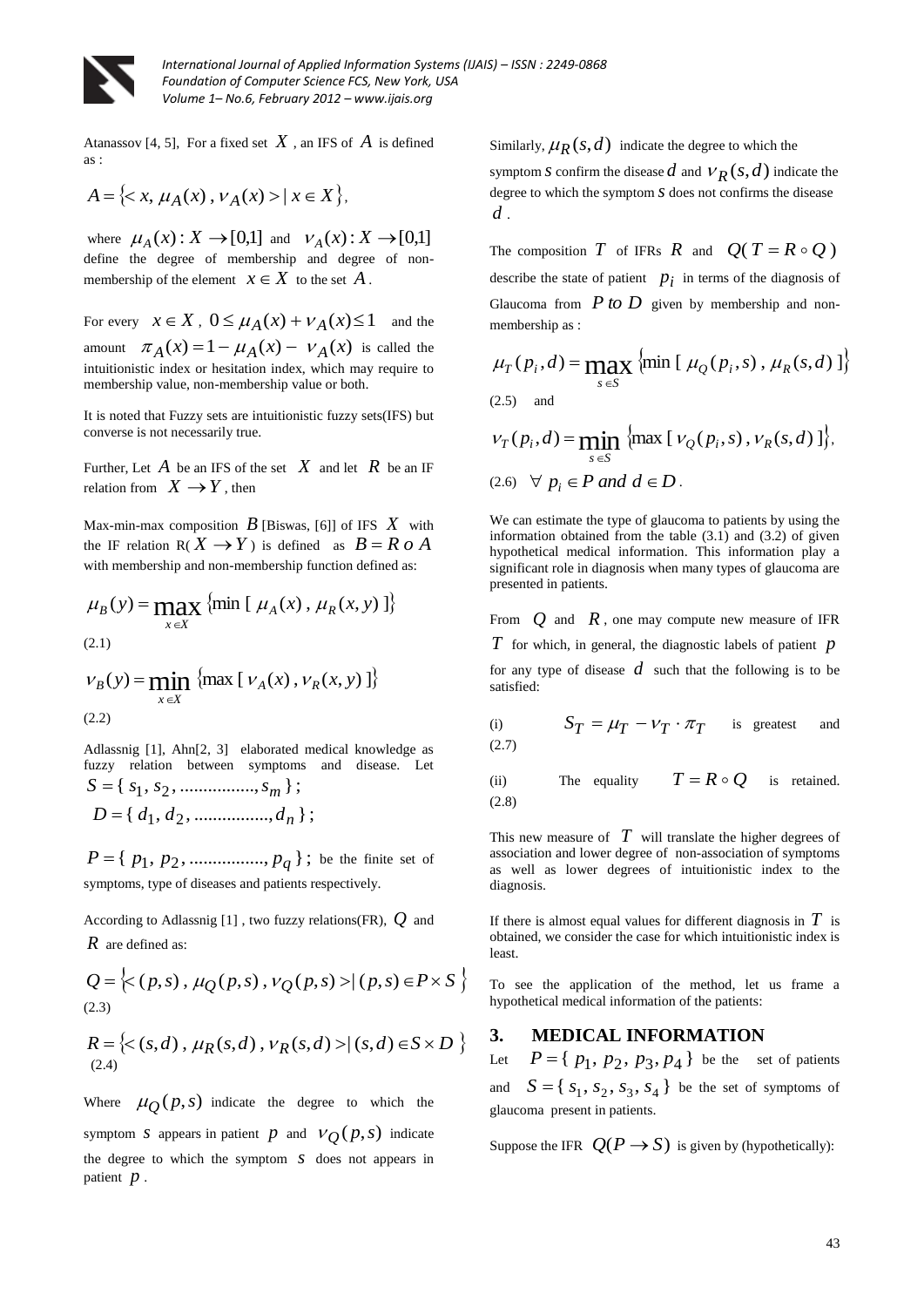Atanassov [4, 5], For a fixed set $X$, an IFS of $A$ is defined as :

$$A = \{< x, \mu_A(x), \nu_A(x) > | \ x \in X\},$$

where $\mu_A(x): X \to [0,1]$ and $\nu_A(x): X \to [0,1]$ define the degree of membership and degree of non-membership of the element $x \in X$ to the set $A$.

For every $x \in X$, $0 \leq \mu_A(x) + \nu_A(x) \leq 1$ and the amount $\pi_A(x) = 1 - \mu_A(x) - \nu_A(x)$ is called the intuitionistic index or hesitation index, which may require to membership value, non-membership value or both.

It is noted that Fuzzy sets are intuitionistic fuzzy sets(IFS) but converse is not necessarily true.

Further, Let $A$ be an IFS of the set $X$ and let $R$ be an IF relation from $X \to Y$, then

Max-min-max composition $B$ [Biswas, [6]] of IFS $X$ with the IF relation R( $X \to Y$ ) is defined as $B = R \ o \ A$ with membership and non-membership function defined as:

$$\mu_B(y) = \max_{x \in X} \{\min [\ \mu_A(x), \mu_R(x,y)\ ]\} \tag{2.1}$$

$$\nu_B(y) = \min_{x \in X} \{\max [\ \nu_A(x), \nu_R(x,y)\ ]\} \tag{2.2}$$

Adlassnig [1], Ahn[2, 3] elaborated medical knowledge as fuzzy relation between symptoms and disease. Let $S = \{ s_1, s_2, ..............., s_m \}$;
$D = \{ d_1, d_2, ..............., d_n \}$;

$P = \{ p_1, p_2, ..............., p_q \}$; be the finite set of symptoms, type of diseases and patients respectively.

According to Adlassnig [1] , two fuzzy relations(FR), $Q$ and $R$ are defined as:

$$Q = \{< (p,s), \mu_Q(p,s), \nu_Q(p,s) > | \ (p,s) \in P \times S\ \} \tag{2.3}$$

$$R = \{< (s,d), \mu_R(s,d), \nu_R(s,d) > | \ (s,d) \in S \times D\ \} \tag{2.4}$$

Where $\mu_Q(p,s)$ indicate the degree to which the symptom $s$ appears in patient $p$ and $\nu_Q(p,s)$ indicate the degree to which the symptom $s$ does not appears in patient $p$.

Similarly, $\mu_R(s,d)$ indicate the degree to which the symptom $s$ confirm the disease $d$ and $\nu_R(s,d)$ indicate the degree to which the symptom $s$ does not confirms the disease $d$.

The composition $T$ of IFRs $R$ and $Q( T = R \circ Q )$ describe the state of patient $p_i$ in terms of the diagnosis of Glaucoma from $P$ *to* $D$ given by membership and non-membership as :

$$\mu_T(p_i, d) = \max_{s \in S} \{\min [\ \mu_Q(p_i, s), \mu_R(s,d)\ ]\}$$

(2.5) and

$$\nu_T(p_i, d) = \min_{s \in S} \{\max [\ \nu_Q(p_i, s), \nu_R(s,d)\ ]\},$$

(2.6) $\forall \ p_i \in P \ and \ d \in D$.

We can estimate the type of glaucoma to patients by using the information obtained from the table (3.1) and (3.2) of given hypothetical medical information. This information play a significant role in diagnosis when many types of glaucoma are presented in patients.

From $Q$ and $R$, one may compute new measure of IFR $T$ for which, in general, the diagnostic labels of patient $p$ for any type of disease $d$ such that the following is to be satisfied:

(i) $S_T = \mu_T - \nu_T \cdot \pi_T$ is greatest and (2.7)

(ii) The equality $T = R \circ Q$ is retained. (2.8)

This new measure of $T$ will translate the higher degrees of association and lower degree of non-association of symptoms as well as lower degrees of intuitionistic index to the diagnosis.

If there is almost equal values for different diagnosis in $T$ is obtained, we consider the case for which intuitionistic index is least.

To see the application of the method, let us frame a hypothetical medical information of the patients:

## 3. MEDICAL INFORMATION

Let $P = \{ p_1, p_2, p_3, p_4 \}$ be the set of patients and $S = \{ s_1, s_2, s_3, s_4 \}$ be the set of symptoms of glaucoma present in patients.

Suppose the IFR $Q(P \to S)$ is given by (hypothetically):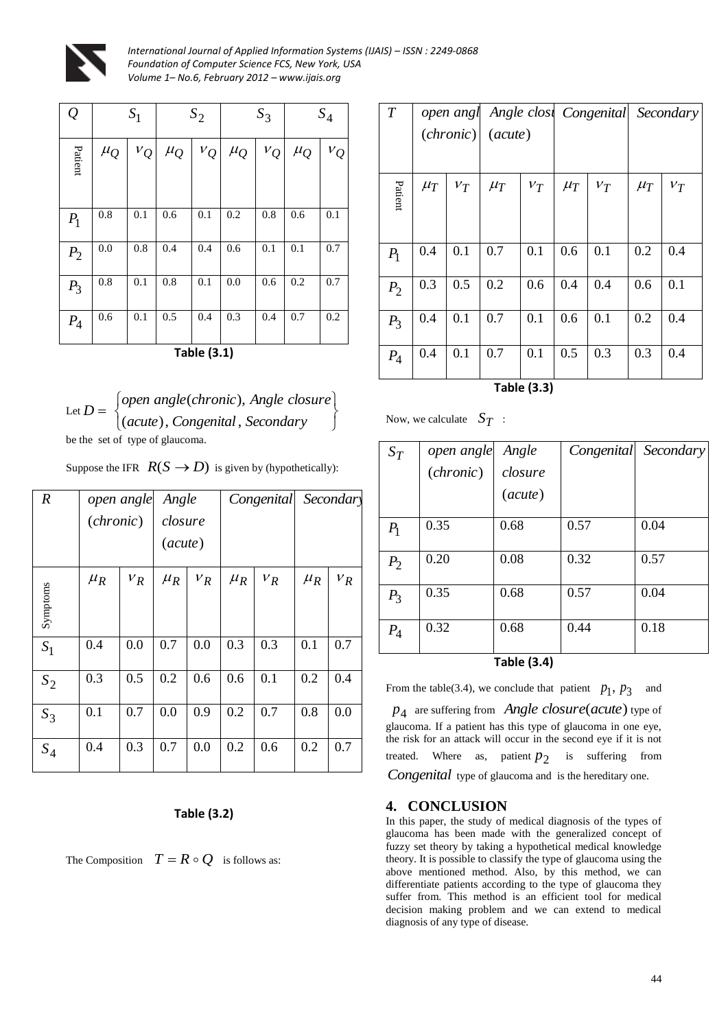| $Q$ | $S_1$ | | $S_2$ | | $S_3$ | | $S_4$ | |
|---|---|---|---|---|---|---|---|---|
| Patient | $\mu_Q$ | $\nu_Q$ | $\mu_Q$ | $\nu_Q$ | $\mu_Q$ | $\nu_Q$ | $\mu_Q$ | $\nu_Q$ |
| $P_1$ | 0.8 | 0.1 | 0.6 | 0.1 | 0.2 | 0.8 | 0.6 | 0.1 |
| $P_2$ | 0.0 | 0.8 | 0.4 | 0.4 | 0.6 | 0.1 | 0.1 | 0.7 |
| $P_3$ | 0.8 | 0.1 | 0.8 | 0.1 | 0.0 | 0.6 | 0.2 | 0.7 |
| $P_4$ | 0.6 | 0.1 | 0.5 | 0.4 | 0.3 | 0.4 | 0.7 | 0.2 |

**Table (3.1)**

Let $D = \left\{ \begin{array}{l} open\ angle(chronic),\ Angle\ closure \\ (acute),\ Congenital,\ Secondary \end{array} \right\}$ be the set of type of glaucoma.

Suppose the IFR $R(S \to D)$ is given by (hypothetically):

| $R$ | $open\ angle$ $(chronic)$ | | $Angle$ $closure$ $(acute)$ | | $Congenital$ | | $Secondary$ | |
|---|---|---|---|---|---|---|---|---|
| Symptoms | $\mu_R$ | $\nu_R$ | $\mu_R$ | $\nu_R$ | $\mu_R$ | $\nu_R$ | $\mu_R$ | $\nu_R$ |
| $S_1$ | 0.4 | 0.0 | 0.7 | 0.0 | 0.3 | 0.3 | 0.1 | 0.7 |
| $S_2$ | 0.3 | 0.5 | 0.2 | 0.6 | 0.6 | 0.1 | 0.2 | 0.4 |
| $S_3$ | 0.1 | 0.7 | 0.0 | 0.9 | 0.2 | 0.7 | 0.8 | 0.0 |
| $S_4$ | 0.4 | 0.3 | 0.7 | 0.0 | 0.2 | 0.6 | 0.2 | 0.7 |

**Table (3.2)**

The Composition $T = R \circ Q$ is follows as:

| $T$ | $open\ angl$ $(chronic)$ | | $Angle\ clos$ $(acute)$ | | $Congenital$ | | $Secondary$ | |
|---|---|---|---|---|---|---|---|---|
| Patient | $\mu_T$ | $\nu_T$ | $\mu_T$ | $\nu_T$ | $\mu_T$ | $\nu_T$ | $\mu_T$ | $\nu_T$ |
| $P_1$ | 0.4 | 0.1 | 0.7 | 0.1 | 0.6 | 0.1 | 0.2 | 0.4 |
| $P_2$ | 0.3 | 0.5 | 0.2 | 0.6 | 0.4 | 0.4 | 0.6 | 0.1 |
| $P_3$ | 0.4 | 0.1 | 0.7 | 0.1 | 0.6 | 0.1 | 0.2 | 0.4 |
| $P_4$ | 0.4 | 0.1 | 0.7 | 0.1 | 0.5 | 0.3 | 0.3 | 0.4 |

**Table (3.3)**

Now, we calculate $S_T$ :

| $S_T$ | $open\ angle$ $(chronic)$ | $Angle$ $closure$ $(acute)$ | $Congenital$ | $Secondary$ |
|---|---|---|---|---|
| $P_1$ | 0.35 | 0.68 | 0.57 | 0.04 |
| $P_2$ | 0.20 | 0.08 | 0.32 | 0.57 |
| $P_3$ | 0.35 | 0.68 | 0.57 | 0.04 |
| $P_4$ | 0.32 | 0.68 | 0.44 | 0.18 |

**Table (3.4)**

From the table(3.4), we conclude that patient $p_1, p_3$ and $p_4$ are suffering from $Angle\ closure(acute)$ type of glaucoma. If a patient has this type of glaucoma in one eye, the risk for an attack will occur in the second eye if it is not treated. Where as, patient $p_2$ is suffering from $Congenital$ type of glaucoma and is the hereditary one.

## 4. CONCLUSION

In this paper, the study of medical diagnosis of the types of glaucoma has been made with the generalized concept of fuzzy set theory by taking a hypothetical medical knowledge theory. It is possible to classify the type of glaucoma using the above mentioned method. Also, by this method, we can differentiate patients according to the type of glaucoma they suffer from. This method is an efficient tool for medical decision making problem and we can extend to medical diagnosis of any type of disease.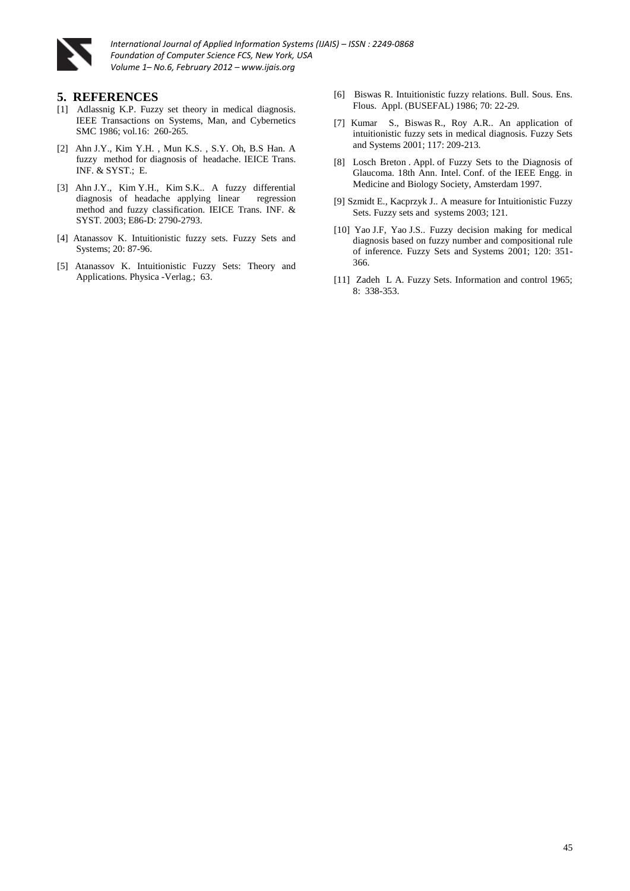## 5. REFERENCES

[1] Adlassnig K.P. Fuzzy set theory in medical diagnosis. IEEE Transactions on Systems, Man, and Cybernetics SMC 1986; vol.16: 260-265.

[2] Ahn J.Y., Kim Y.H. , Mun K.S. , S.Y. Oh, B.S Han. A fuzzy method for diagnosis of headache. IEICE Trans. INF. & SYST.; E.

[3] Ahn J.Y., Kim Y.H., Kim S.K.. A fuzzy differential diagnosis of headache applying linear regression method and fuzzy classification. IEICE Trans. INF. & SYST. 2003; E86-D: 2790-2793.

[4] Atanassov K. Intuitionistic fuzzy sets. Fuzzy Sets and Systems; 20: 87-96.

[5] Atanassov K. Intuitionistic Fuzzy Sets: Theory and Applications. Physica -Verlag.; 63.

[6] Biswas R. Intuitionistic fuzzy relations. Bull. Sous. Ens. Flous. Appl. (BUSEFAL) 1986; 70: 22-29.

[7] Kumar S., Biswas R., Roy A.R.. An application of intuitionistic fuzzy sets in medical diagnosis. Fuzzy Sets and Systems 2001; 117: 209-213.

[8] Losch Breton . Appl. of Fuzzy Sets to the Diagnosis of Glaucoma. 18th Ann. Intel. Conf. of the IEEE Engg. in Medicine and Biology Society, Amsterdam 1997.

[9] Szmidt E., Kacprzyk J.. A measure for Intuitionistic Fuzzy Sets. Fuzzy sets and systems 2003; 121.

[10] Yao J.F, Yao J.S.. Fuzzy decision making for medical diagnosis based on fuzzy number and compositional rule of inference. Fuzzy Sets and Systems 2001; 120: 351-366.

[11] Zadeh L A. Fuzzy Sets. Information and control 1965; 8: 338-353.